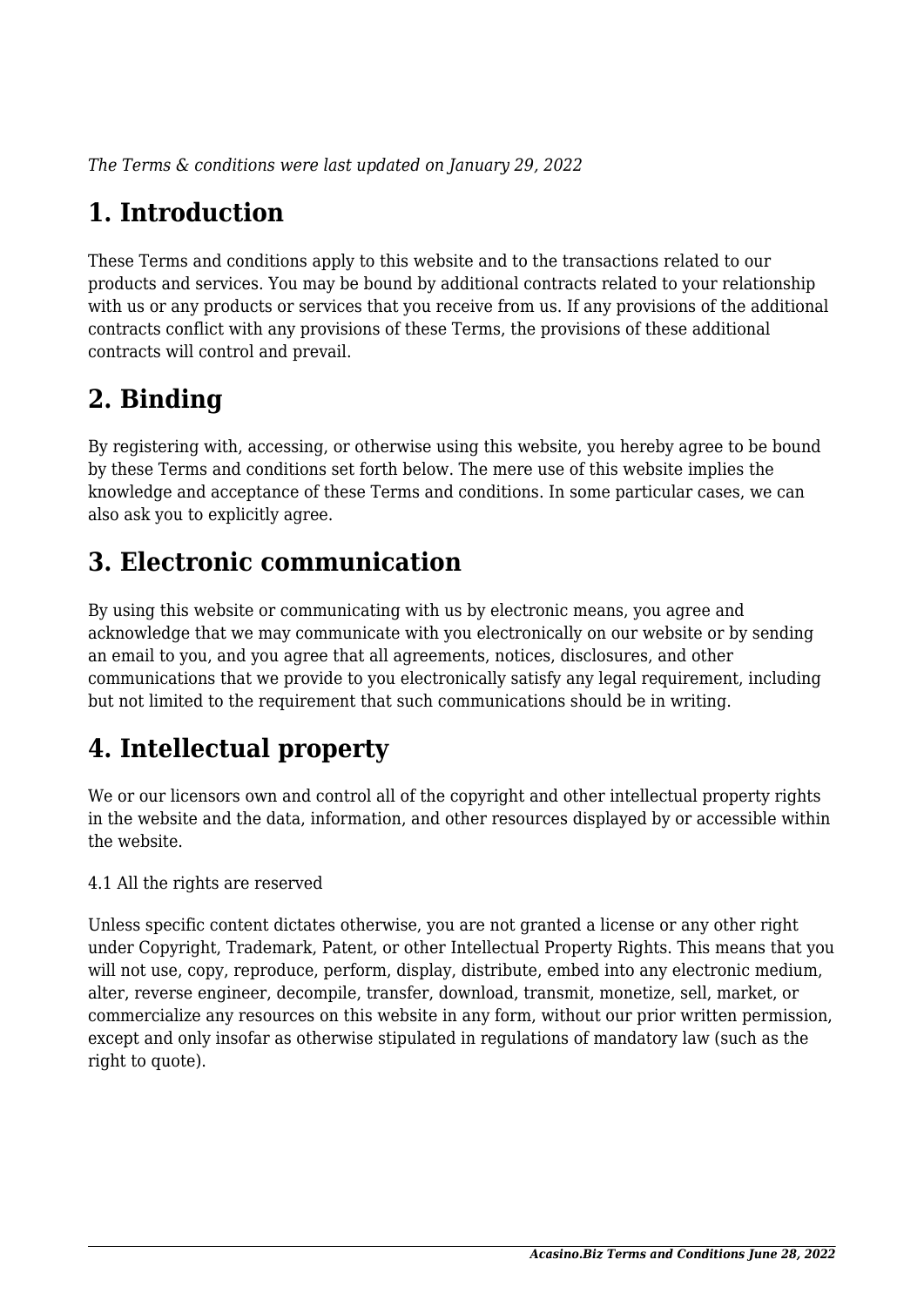*The Terms & conditions were last updated on January 29, 2022*

# 1. Introduction

These Terms and conditions apply to this website and to the transactions related to our products and services. You may be bound by additional contracts related to your relationship with us or any products or services that you receive from us. If any provisions of the additional contracts conflict with any provisions of these Terms, the provisions of these additional contracts will control and prevail.

# 2. Binding

By registering with, accessing, or otherwise using this website, you hereby agree to be bound by these Terms and conditions set forth below. The mere use of this website implies the knowledge and acceptance of these Terms and conditions. In some particular cases, we can also ask you to explicitly agree.

# 3. Electronic communication

By using this website or communicating with us by electronic means, you agree and acknowledge that we may communicate with you electronically on our website or by sending an email to you, and you agree that all agreements, notices, disclosures, and other communications that we provide to you electronically satisfy any legal requirement, including but not limited to the requirement that such communications should be in writing.

# 4. Intellectual property

We or our licensors own and control all of the copyright and other intellectual property rights in the website and the data, information, and other resources displayed by or accessible within the website.

4.1 All the rights are reserved

Unless specific content dictates otherwise, you are not granted a license or any other right under Copyright, Trademark, Patent, or other Intellectual Property Rights. This means that you will not use, copy, reproduce, perform, display, distribute, embed into any electronic medium, alter, reverse engineer, decompile, transfer, download, transmit, monetize, sell, market, or commercialize any resources on this website in any form, without our prior written permission, except and only insofar as otherwise stipulated in regulations of mandatory law (such as the right to quote).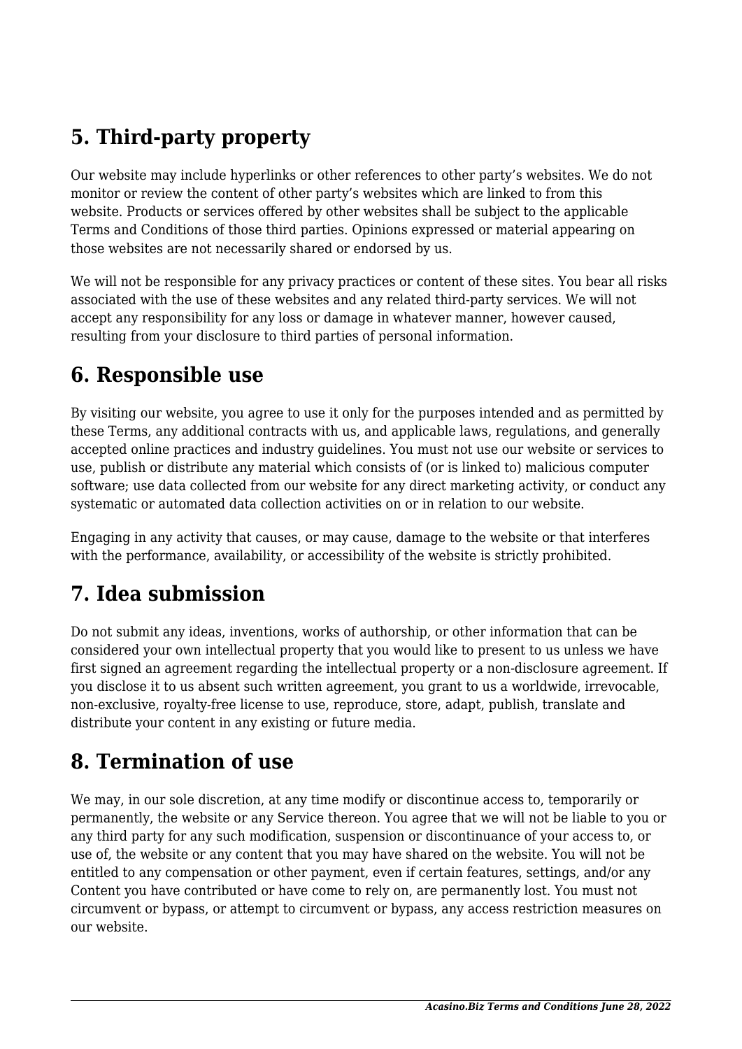## 5. Third-party property

Our website may include hyperlinks or other references to other party's websites. We do not monitor or review the content of other party's websites which are linked to from this website. Products or services offered by other websites shall be subject to the applicable Terms and Conditions of those third parties. Opinions expressed or material appearing on those websites are not necessarily shared or endorsed by us.

We will not be responsible for any privacy practices or content of these sites. You bear all risks associated with the use of these websites and any related third-party services. We will not accept any responsibility for any loss or damage in whatever manner, however caused, resulting from your disclosure to third parties of personal information.

## 6. Responsible use

By visiting our website, you agree to use it only for the purposes intended and as permitted by these Terms, any additional contracts with us, and applicable laws, regulations, and generally accepted online practices and industry guidelines. You must not use our website or services to use, publish or distribute any material which consists of (or is linked to) malicious computer software; use data collected from our website for any direct marketing activity, or conduct any systematic or automated data collection activities on or in relation to our website.

Engaging in any activity that causes, or may cause, damage to the website or that interferes with the performance, availability, or accessibility of the website is strictly prohibited.

## 7. Idea submission

Do not submit any ideas, inventions, works of authorship, or other information that can be considered your own intellectual property that you would like to present to us unless we have first signed an agreement regarding the intellectual property or a non-disclosure agreement. If you disclose it to us absent such written agreement, you grant to us a worldwide, irrevocable, non-exclusive, royalty-free license to use, reproduce, store, adapt, publish, translate and distribute your content in any existing or future media.

## 8. Termination of use

We may, in our sole discretion, at any time modify or discontinue access to, temporarily or permanently, the website or any Service thereon. You agree that we will not be liable to you or any third party for any such modification, suspension or discontinuance of your access to, or use of, the website or any content that you may have shared on the website. You will not be entitled to any compensation or other payment, even if certain features, settings, and/or any Content you have contributed or have come to rely on, are permanently lost. You must not circumvent or bypass, or attempt to circumvent or bypass, any access restriction measures on our website.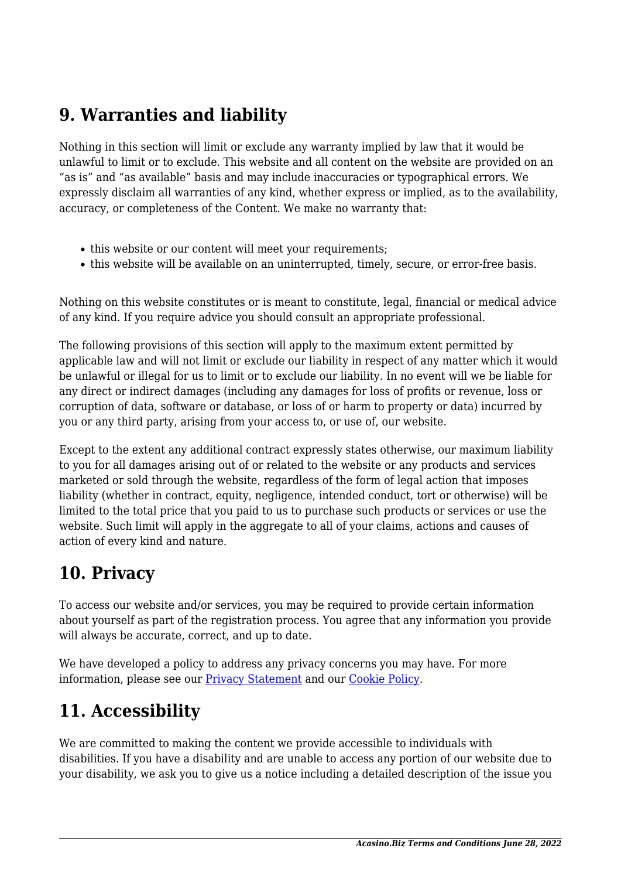## 9. Warranties and liability

Nothing in this section will limit or exclude any warranty implied by law that it would be unlawful to limit or to exclude. This website and all content on the website are provided on an "as is" and "as available" basis and may include inaccuracies or typographical errors. We expressly disclaim all warranties of any kind, whether express or implied, as to the availability, accuracy, or completeness of the Content. We make no warranty that:

- this website or our content will meet your requirements;
- this website will be available on an uninterrupted, timely, secure, or error-free basis.

Nothing on this website constitutes or is meant to constitute, legal, financial or medical advice of any kind. If you require advice you should consult an appropriate professional.

The following provisions of this section will apply to the maximum extent permitted by applicable law and will not limit or exclude our liability in respect of any matter which it would be unlawful or illegal for us to limit or to exclude our liability. In no event will we be liable for any direct or indirect damages (including any damages for loss of profits or revenue, loss or corruption of data, software or database, or loss of or harm to property or data) incurred by you or any third party, arising from your access to, or use of, our website.

Except to the extent any additional contract expressly states otherwise, our maximum liability to you for all damages arising out of or related to the website or any products and services marketed or sold through the website, regardless of the form of legal action that imposes liability (whether in contract, equity, negligence, intended conduct, tort or otherwise) will be limited to the total price that you paid to us to purchase such products or services or use the website. Such limit will apply in the aggregate to all of your claims, actions and causes of action of every kind and nature.

## 10. Privacy

To access our website and/or services, you may be required to provide certain information about yourself as part of the registration process. You agree that any information you provide will always be accurate, correct, and up to date.

We have developed a policy to address any privacy concerns you may have. For more information, please see our Privacy Statement and our Cookie Policy.

## 11. Accessibility

We are committed to making the content we provide accessible to individuals with disabilities. If you have a disability and are unable to access any portion of our website due to your disability, we ask you to give us a notice including a detailed description of the issue you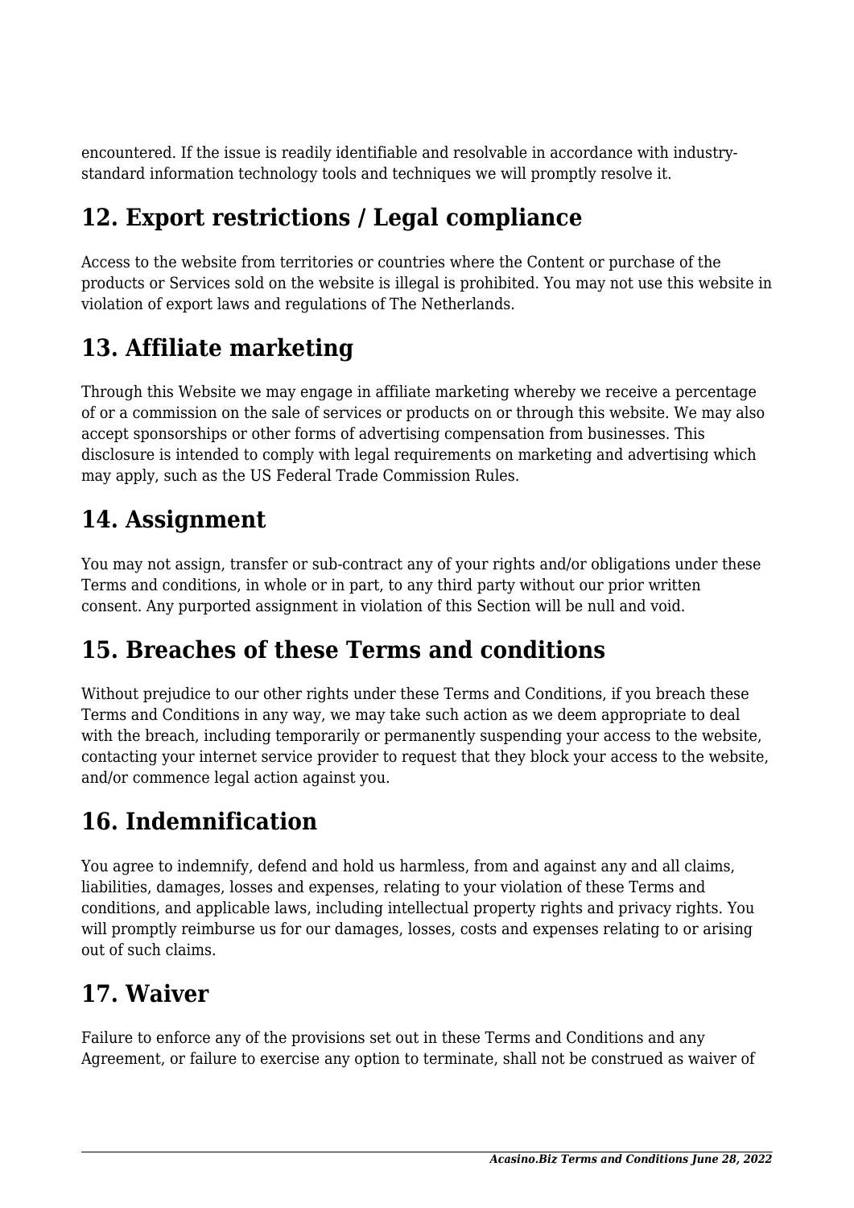encountered. If the issue is readily identifiable and resolvable in accordance with industry-standard information technology tools and techniques we will promptly resolve it.

## 12. Export restrictions / Legal compliance

Access to the website from territories or countries where the Content or purchase of the products or Services sold on the website is illegal is prohibited. You may not use this website in violation of export laws and regulations of The Netherlands.

## 13. Affiliate marketing

Through this Website we may engage in affiliate marketing whereby we receive a percentage of or a commission on the sale of services or products on or through this website. We may also accept sponsorships or other forms of advertising compensation from businesses. This disclosure is intended to comply with legal requirements on marketing and advertising which may apply, such as the US Federal Trade Commission Rules.

## 14. Assignment

You may not assign, transfer or sub-contract any of your rights and/or obligations under these Terms and conditions, in whole or in part, to any third party without our prior written consent. Any purported assignment in violation of this Section will be null and void.

## 15. Breaches of these Terms and conditions

Without prejudice to our other rights under these Terms and Conditions, if you breach these Terms and Conditions in any way, we may take such action as we deem appropriate to deal with the breach, including temporarily or permanently suspending your access to the website, contacting your internet service provider to request that they block your access to the website, and/or commence legal action against you.

## 16. Indemnification

You agree to indemnify, defend and hold us harmless, from and against any and all claims, liabilities, damages, losses and expenses, relating to your violation of these Terms and conditions, and applicable laws, including intellectual property rights and privacy rights. You will promptly reimburse us for our damages, losses, costs and expenses relating to or arising out of such claims.

## 17. Waiver

Failure to enforce any of the provisions set out in these Terms and Conditions and any Agreement, or failure to exercise any option to terminate, shall not be construed as waiver of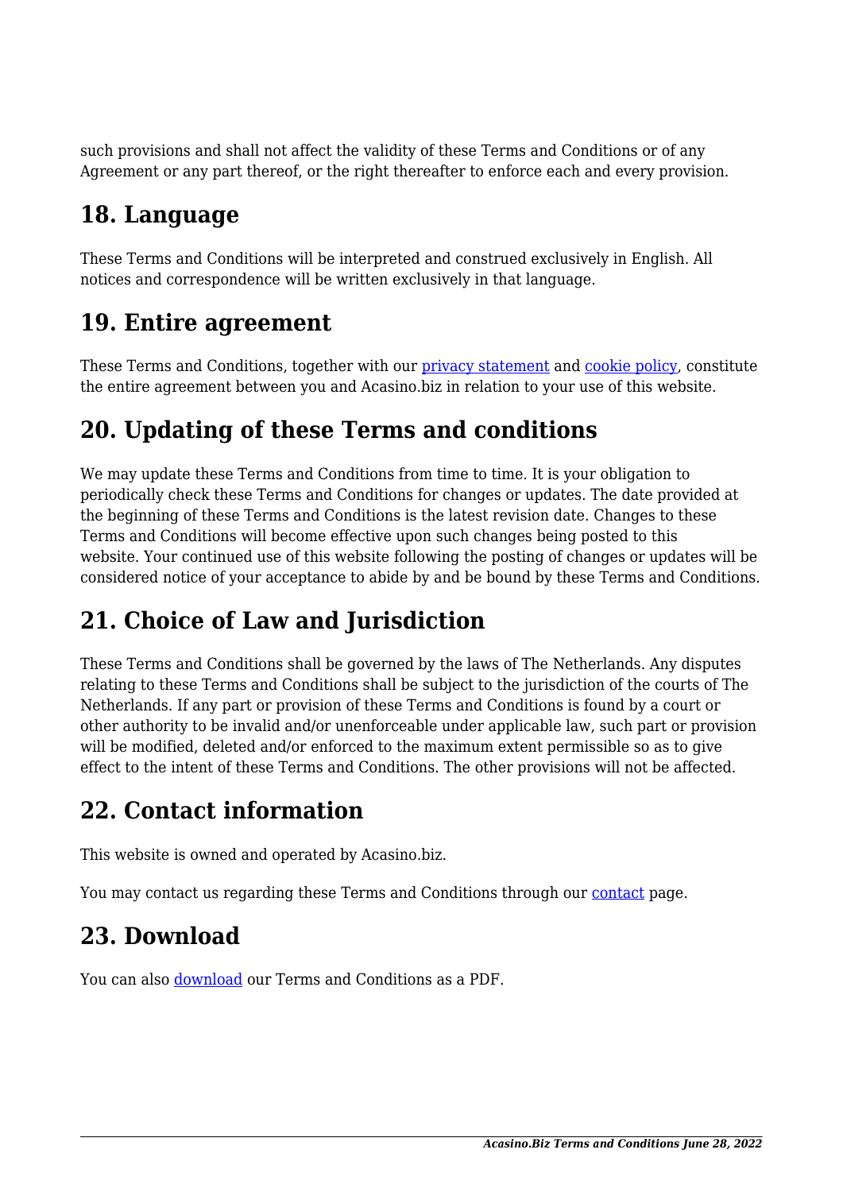such provisions and shall not affect the validity of these Terms and Conditions or of any Agreement or any part thereof, or the right thereafter to enforce each and every provision.

## 18. Language

These Terms and Conditions will be interpreted and construed exclusively in English. All notices and correspondence will be written exclusively in that language.

## 19. Entire agreement

These Terms and Conditions, together with our privacy statement and cookie policy, constitute the entire agreement between you and Acasino.biz in relation to your use of this website.

## 20. Updating of these Terms and conditions

We may update these Terms and Conditions from time to time. It is your obligation to periodically check these Terms and Conditions for changes or updates. The date provided at the beginning of these Terms and Conditions is the latest revision date. Changes to these Terms and Conditions will become effective upon such changes being posted to this website. Your continued use of this website following the posting of changes or updates will be considered notice of your acceptance to abide by and be bound by these Terms and Conditions.

## 21. Choice of Law and Jurisdiction

These Terms and Conditions shall be governed by the laws of The Netherlands. Any disputes relating to these Terms and Conditions shall be subject to the jurisdiction of the courts of The Netherlands. If any part or provision of these Terms and Conditions is found by a court or other authority to be invalid and/or unenforceable under applicable law, such part or provision will be modified, deleted and/or enforced to the maximum extent permissible so as to give effect to the intent of these Terms and Conditions. The other provisions will not be affected.

## 22. Contact information

This website is owned and operated by Acasino.biz.

You may contact us regarding these Terms and Conditions through our contact page.

## 23. Download

You can also download our Terms and Conditions as a PDF.